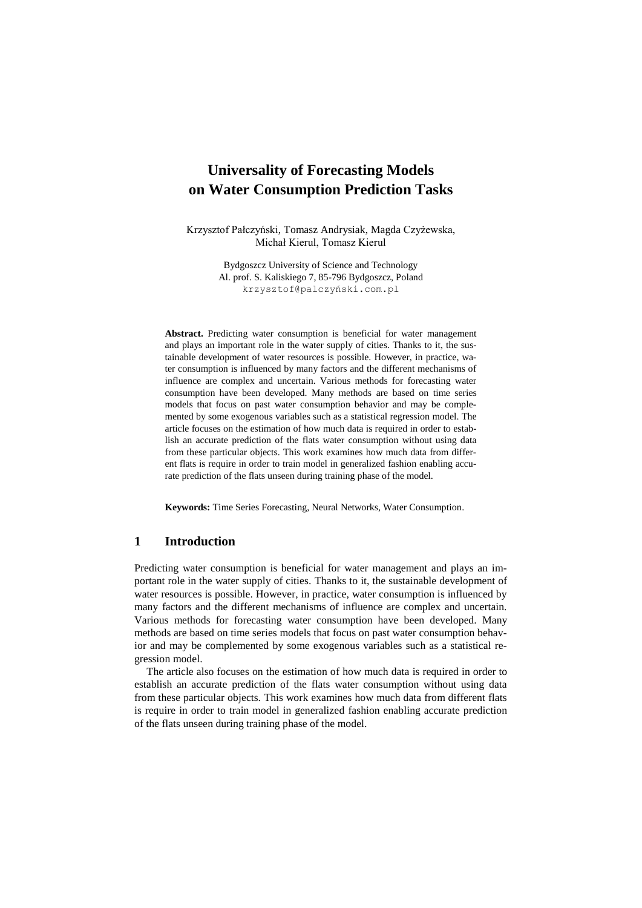# Universality of Forecasting Models on Water Consumption Prediction Tasks

Krzysztof Pałczyński, Tomasz Andrysiak, Magda Czyżewska, Michał Kierul, Tomasz Kierul

Bydgoszcz University of Science and Technology
Al. prof. S. Kaliskiego 7, 85-796 Bydgoszcz, Poland
krzysztof@palczyński.com.pl

**Abstract.** Predicting water consumption is beneficial for water management and plays an important role in the water supply of cities. Thanks to it, the sustainable development of water resources is possible. However, in practice, water consumption is influenced by many factors and the different mechanisms of influence are complex and uncertain. Various methods for forecasting water consumption have been developed. Many methods are based on time series models that focus on past water consumption behavior and may be complemented by some exogenous variables such as a statistical regression model. The article focuses on the estimation of how much data is required in order to establish an accurate prediction of the flats water consumption without using data from these particular objects. This work examines how much data from different flats is require in order to train model in generalized fashion enabling accurate prediction of the flats unseen during training phase of the model.

**Keywords:** Time Series Forecasting, Neural Networks, Water Consumption.

## 1 Introduction

Predicting water consumption is beneficial for water management and plays an important role in the water supply of cities. Thanks to it, the sustainable development of water resources is possible. However, in practice, water consumption is influenced by many factors and the different mechanisms of influence are complex and uncertain. Various methods for forecasting water consumption have been developed. Many methods are based on time series models that focus on past water consumption behavior and may be complemented by some exogenous variables such as a statistical regression model.

The article also focuses on the estimation of how much data is required in order to establish an accurate prediction of the flats water consumption without using data from these particular objects. This work examines how much data from different flats is require in order to train model in generalized fashion enabling accurate prediction of the flats unseen during training phase of the model.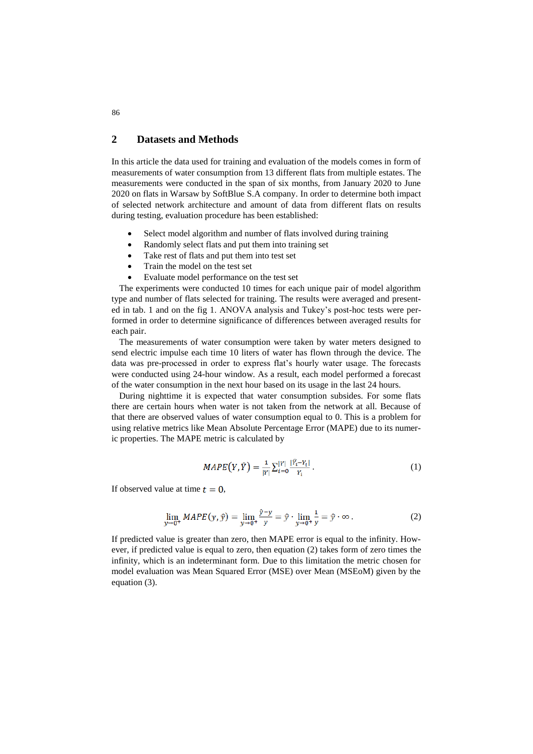## 2 Datasets and Methods

In this article the data used for training and evaluation of the models comes in form of measurements of water consumption from 13 different flats from multiple estates. The measurements were conducted in the span of six months, from January 2020 to June 2020 on flats in Warsaw by SoftBlue S.A company. In order to determine both impact of selected network architecture and amount of data from different flats on results during testing, evaluation procedure has been established:

- Select model algorithm and number of flats involved during training
- Randomly select flats and put them into training set
- Take rest of flats and put them into test set
- Train the model on the test set
- Evaluate model performance on the test set

The experiments were conducted 10 times for each unique pair of model algorithm type and number of flats selected for training. The results were averaged and presented in tab. 1 and on the fig 1. ANOVA analysis and Tukey's post-hoc tests were performed in order to determine significance of differences between averaged results for each pair.

The measurements of water consumption were taken by water meters designed to send electric impulse each time 10 liters of water has flown through the device. The data was pre-processed in order to express flat's hourly water usage. The forecasts were conducted using 24-hour window. As a result, each model performed a forecast of the water consumption in the next hour based on its usage in the last 24 hours.

During nighttime it is expected that water consumption subsides. For some flats there are certain hours when water is not taken from the network at all. Because of that there are observed values of water consumption equal to 0. This is a problem for using relative metrics like Mean Absolute Percentage Error (MAPE) due to its numeric properties. The MAPE metric is calculated by

$$MAPE(Y, \hat{Y}) = \frac{1}{|Y|} \sum_{i=0}^{|Y|} \frac{|\hat{Y}_i - Y_i|}{Y_i} \, . \tag{1}$$

If observed value at time $t = 0$,

$$\lim_{y \to 0^+} MAPE(y, \hat{y}) = \lim_{y \to 0^+} \frac{\hat{y} - y}{y} = \hat{y} \cdot \lim_{y \to 0^+} \frac{1}{y} = \hat{y} \cdot \infty \, . \tag{2}$$

If predicted value is greater than zero, then MAPE error is equal to the infinity. However, if predicted value is equal to zero, then equation (2) takes form of zero times the infinity, which is an indeterminant form. Due to this limitation the metric chosen for model evaluation was Mean Squared Error (MSE) over Mean (MSEoM) given by the equation (3).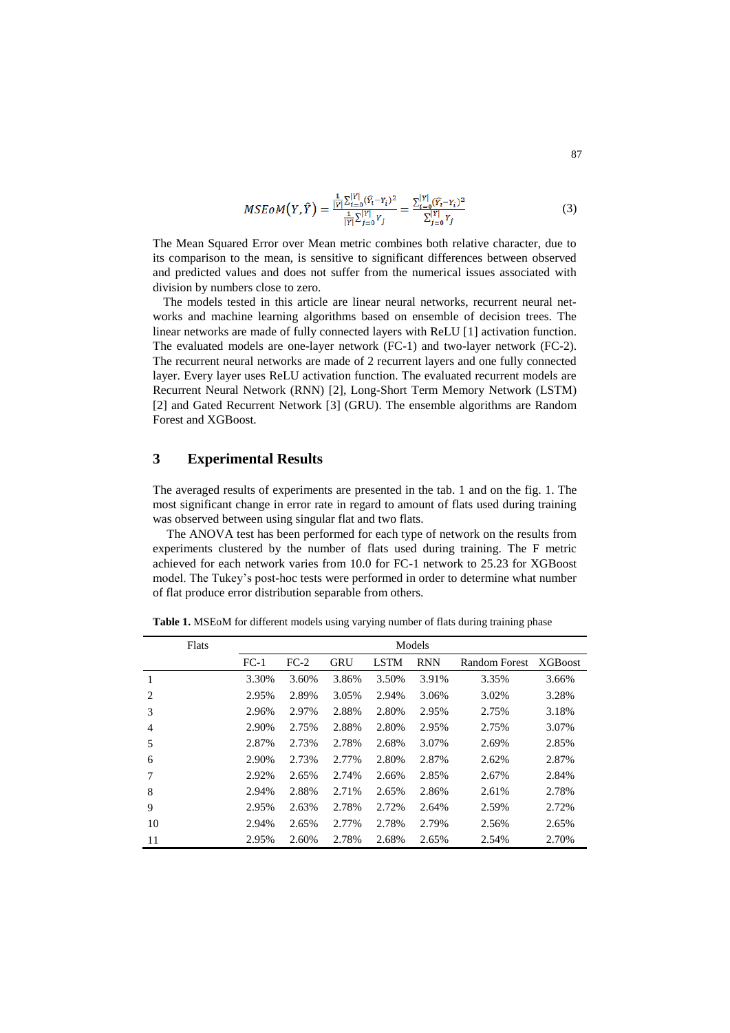$$MSEoM(Y, \hat{Y}) = \frac{\frac{1}{|Y|}\sum_{i=0}^{|Y|}(\hat{Y}_i - Y_i)^2}{\frac{1}{|Y|}\sum_{j=0}^{|Y|} Y_j} = \frac{\sum_{i=0}^{|Y|}(\hat{Y}_i - Y_i)^2}{\sum_{j=0}^{|Y|} Y_j} \tag{3}$$

The Mean Squared Error over Mean metric combines both relative character, due to its comparison to the mean, is sensitive to significant differences between observed and predicted values and does not suffer from the numerical issues associated with division by numbers close to zero.

The models tested in this article are linear neural networks, recurrent neural networks and machine learning algorithms based on ensemble of decision trees. The linear networks are made of fully connected layers with ReLU [1] activation function. The evaluated models are one-layer network (FC-1) and two-layer network (FC-2). The recurrent neural networks are made of 2 recurrent layers and one fully connected layer. Every layer uses ReLU activation function. The evaluated recurrent models are Recurrent Neural Network (RNN) [2], Long-Short Term Memory Network (LSTM) [2] and Gated Recurrent Network [3] (GRU). The ensemble algorithms are Random Forest and XGBoost.

## 3 Experimental Results

The averaged results of experiments are presented in the tab. 1 and on the fig. 1. The most significant change in error rate in regard to amount of flats used during training was observed between using singular flat and two flats.

The ANOVA test has been performed for each type of network on the results from experiments clustered by the number of flats used during training. The F metric achieved for each network varies from 10.0 for FC-1 network to 25.23 for XGBoost model. The Tukey's post-hoc tests were performed in order to determine what number of flat produce error distribution separable from others.

**Table 1.** MSEoM for different models using varying number of flats during training phase

| Flats | Models | | | | | | |
|---|---|---|---|---|---|---|---|
| | FC-1 | FC-2 | GRU | LSTM | RNN | Random Forest | XGBoost |
| 1 | 3.30% | 3.60% | 3.86% | 3.50% | 3.91% | 3.35% | 3.66% |
| 2 | 2.95% | 2.89% | 3.05% | 2.94% | 3.06% | 3.02% | 3.28% |
| 3 | 2.96% | 2.97% | 2.88% | 2.80% | 2.95% | 2.75% | 3.18% |
| 4 | 2.90% | 2.75% | 2.88% | 2.80% | 2.95% | 2.75% | 3.07% |
| 5 | 2.87% | 2.73% | 2.78% | 2.68% | 3.07% | 2.69% | 2.85% |
| 6 | 2.90% | 2.73% | 2.77% | 2.80% | 2.87% | 2.62% | 2.87% |
| 7 | 2.92% | 2.65% | 2.74% | 2.66% | 2.85% | 2.67% | 2.84% |
| 8 | 2.94% | 2.88% | 2.71% | 2.65% | 2.86% | 2.61% | 2.78% |
| 9 | 2.95% | 2.63% | 2.78% | 2.72% | 2.64% | 2.59% | 2.72% |
| 10 | 2.94% | 2.65% | 2.77% | 2.78% | 2.79% | 2.56% | 2.65% |
| 11 | 2.95% | 2.60% | 2.78% | 2.68% | 2.65% | 2.54% | 2.70% |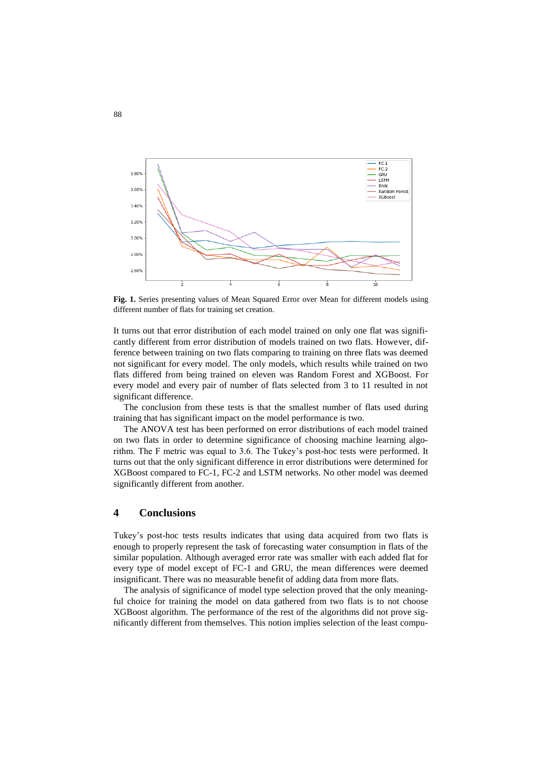**Fig. 1.** Series presenting values of Mean Squared Error over Mean for different models using different number of flats for training set creation.

It turns out that error distribution of each model trained on only one flat was significantly different from error distribution of models trained on two flats. However, difference between training on two flats comparing to training on three flats was deemed not significant for every model. The only models, which results while trained on two flats differed from being trained on eleven was Random Forest and XGBoost. For every model and every pair of number of flats selected from 3 to 11 resulted in not significant difference.

The conclusion from these tests is that the smallest number of flats used during training that has significant impact on the model performance is two.

The ANOVA test has been performed on error distributions of each model trained on two flats in order to determine significance of choosing machine learning algorithm. The F metric was equal to 3.6. The Tukey's post-hoc tests were performed. It turns out that the only significant difference in error distributions were determined for XGBoost compared to FC-1, FC-2 and LSTM networks. No other model was deemed significantly different from another.

## 4 Conclusions

Tukey's post-hoc tests results indicates that using data acquired from two flats is enough to properly represent the task of forecasting water consumption in flats of the similar population. Although averaged error rate was smaller with each added flat for every type of model except of FC-1 and GRU, the mean differences were deemed insignificant. There was no measurable benefit of adding data from more flats.

The analysis of significance of model type selection proved that the only meaningful choice for training the model on data gathered from two flats is to not choose XGBoost algorithm. The performance of the rest of the algorithms did not prove significantly different from themselves. This notion implies selection of the least compu-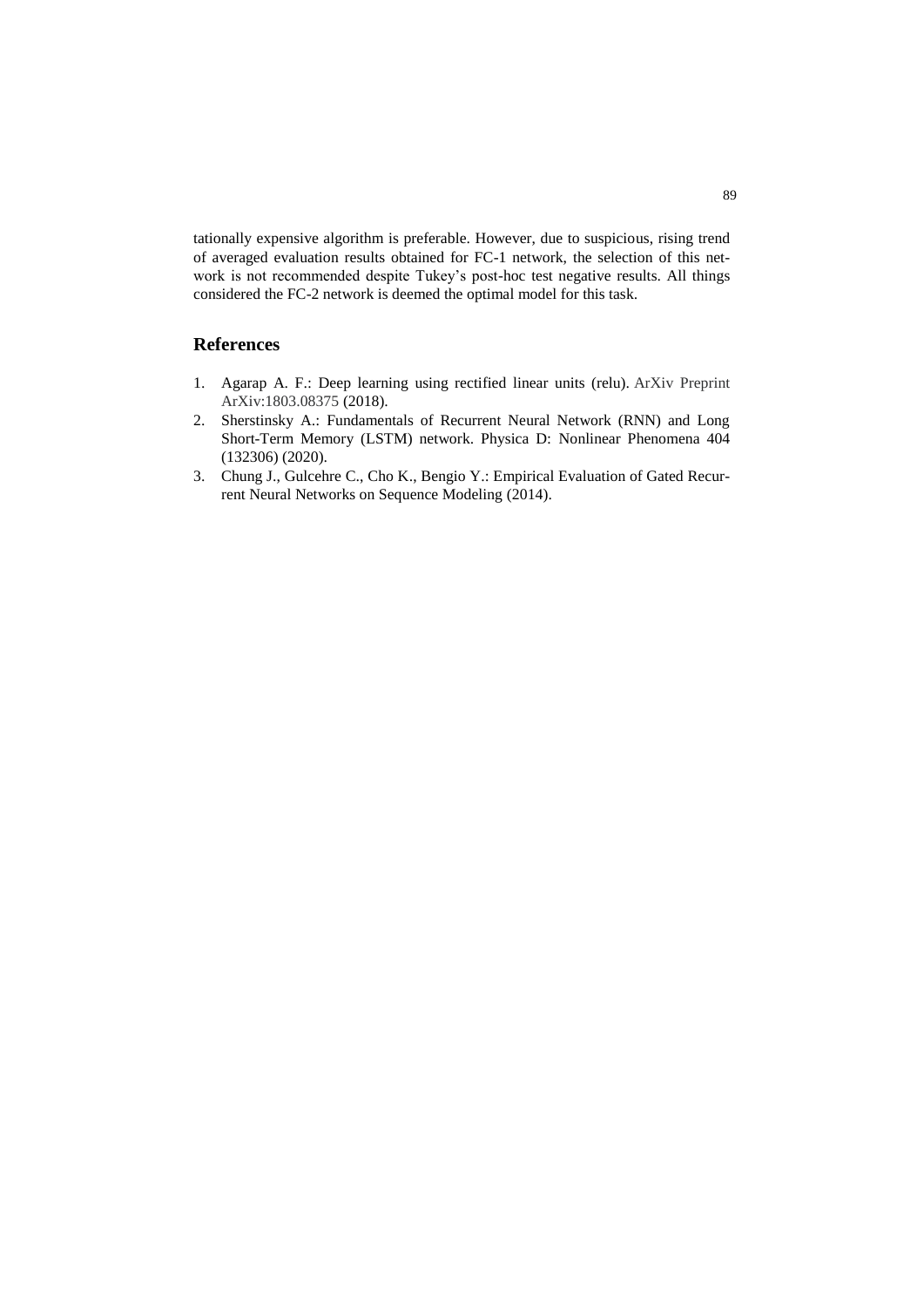tationally expensive algorithm is preferable. However, due to suspicious, rising trend of averaged evaluation results obtained for FC-1 network, the selection of this network is not recommended despite Tukey's post-hoc test negative results. All things considered the FC-2 network is deemed the optimal model for this task.

## References

1. Agarap A. F.: Deep learning using rectified linear units (relu). ArXiv Preprint ArXiv:1803.08375 (2018).
2. Sherstinsky A.: Fundamentals of Recurrent Neural Network (RNN) and Long Short-Term Memory (LSTM) network. Physica D: Nonlinear Phenomena 404 (132306) (2020).
3. Chung J., Gulcehre C., Cho K., Bengio Y.: Empirical Evaluation of Gated Recurrent Neural Networks on Sequence Modeling (2014).